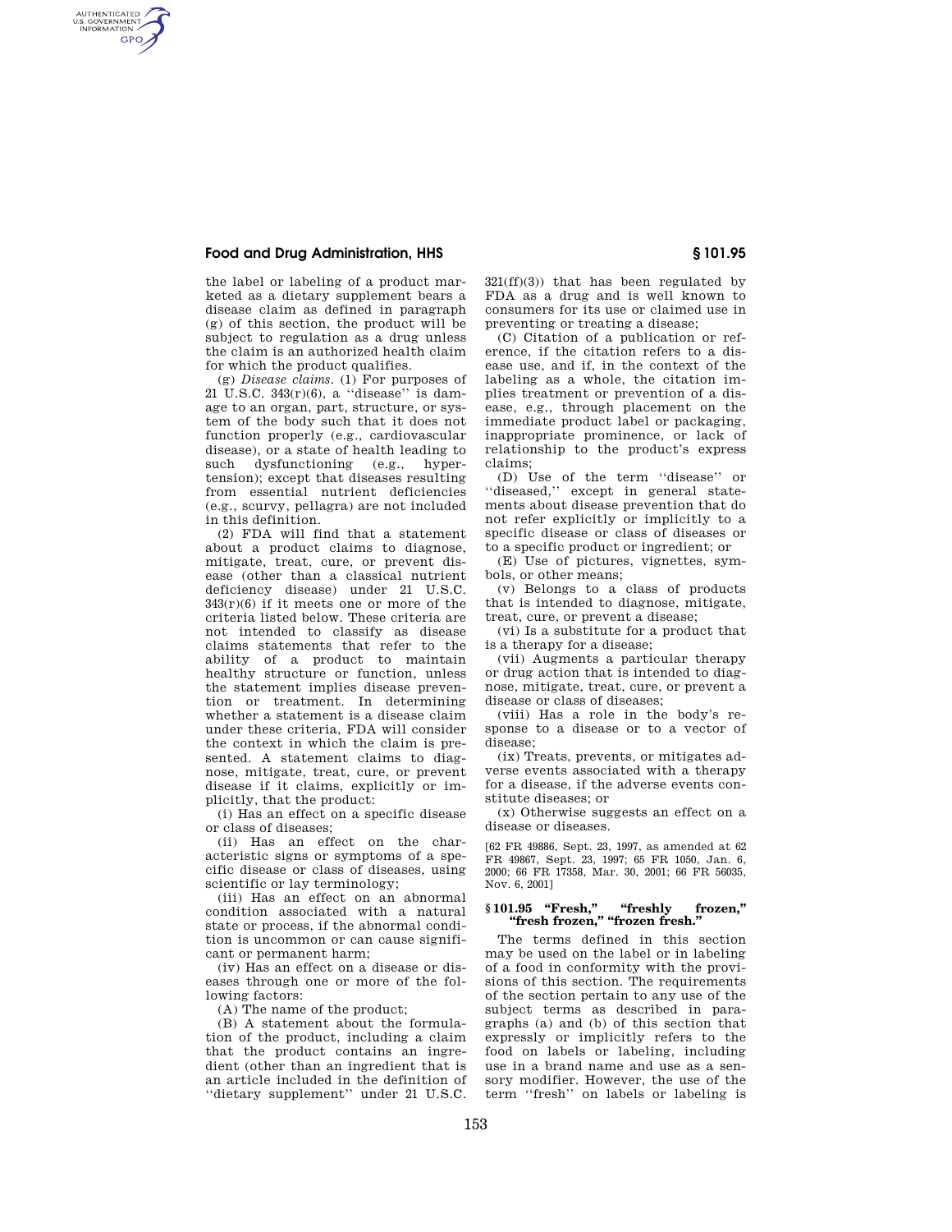the label or labeling of a product marketed as a dietary supplement bears a disease claim as defined in paragraph (g) of this section, the product will be subject to regulation as a drug unless the claim is an authorized health claim for which the product qualifies.

(g) *Disease claims.* (1) For purposes of 21 U.S.C. 343(r)(6), a ''disease'' is damage to an organ, part, structure, or system of the body such that it does not function properly (e.g., cardiovascular disease), or a state of health leading to such dysfunctioning (e.g., hypertension); except that diseases resulting from essential nutrient deficiencies (e.g., scurvy, pellagra) are not included in this definition.

(2) FDA will find that a statement about a product claims to diagnose, mitigate, treat, cure, or prevent disease (other than a classical nutrient deficiency disease) under 21 U.S.C. 343(r)(6) if it meets one or more of the criteria listed below. These criteria are not intended to classify as disease claims statements that refer to the ability of a product to maintain healthy structure or function, unless the statement implies disease prevention or treatment. In determining whether a statement is a disease claim under these criteria, FDA will consider the context in which the claim is presented. A statement claims to diagnose, mitigate, treat, cure, or prevent disease if it claims, explicitly or implicitly, that the product:

(i) Has an effect on a specific disease or class of diseases;

(ii) Has an effect on the characteristic signs or symptoms of a specific disease or class of diseases, using scientific or lay terminology;

(iii) Has an effect on an abnormal condition associated with a natural state or process, if the abnormal condition is uncommon or can cause significant or permanent harm;

(iv) Has an effect on a disease or diseases through one or more of the following factors:

(A) The name of the product;

(B) A statement about the formulation of the product, including a claim that the product contains an ingredient (other than an ingredient that is an article included in the definition of ''dietary supplement'' under 21 U.S.C. 321(ff)(3)) that has been regulated by FDA as a drug and is well known to consumers for its use or claimed use in preventing or treating a disease;

(C) Citation of a publication or reference, if the citation refers to a disease use, and if, in the context of the labeling as a whole, the citation implies treatment or prevention of a disease, e.g., through placement on the immediate product label or packaging, inappropriate prominence, or lack of relationship to the product's express claims;

(D) Use of the term ''disease'' or ''diseased,'' except in general statements about disease prevention that do not refer explicitly or implicitly to a specific disease or class of diseases or to a specific product or ingredient; or

(E) Use of pictures, vignettes, symbols, or other means;

(v) Belongs to a class of products that is intended to diagnose, mitigate, treat, cure, or prevent a disease;

(vi) Is a substitute for a product that is a therapy for a disease;

(vii) Augments a particular therapy or drug action that is intended to diagnose, mitigate, treat, cure, or prevent a disease or class of diseases;

(viii) Has a role in the body's response to a disease or to a vector of disease;

(ix) Treats, prevents, or mitigates adverse events associated with a therapy for a disease, if the adverse events constitute diseases; or

(x) Otherwise suggests an effect on a disease or diseases.

[62 FR 49886, Sept. 23, 1997, as amended at 62 FR 49867, Sept. 23, 1997; 65 FR 1050, Jan. 6, 2000; 66 FR 17358, Mar. 30, 2001; 66 FR 56035, Nov. 6, 2001]

## § 101.95 "Fresh," "freshly frozen," "fresh frozen," "frozen fresh."

The terms defined in this section may be used on the label or in labeling of a food in conformity with the provisions of this section. The requirements of the section pertain to any use of the subject terms as described in paragraphs (a) and (b) of this section that expressly or implicitly refers to the food on labels or labeling, including use in a brand name and use as a sensory modifier. However, the use of the term ''fresh'' on labels or labeling is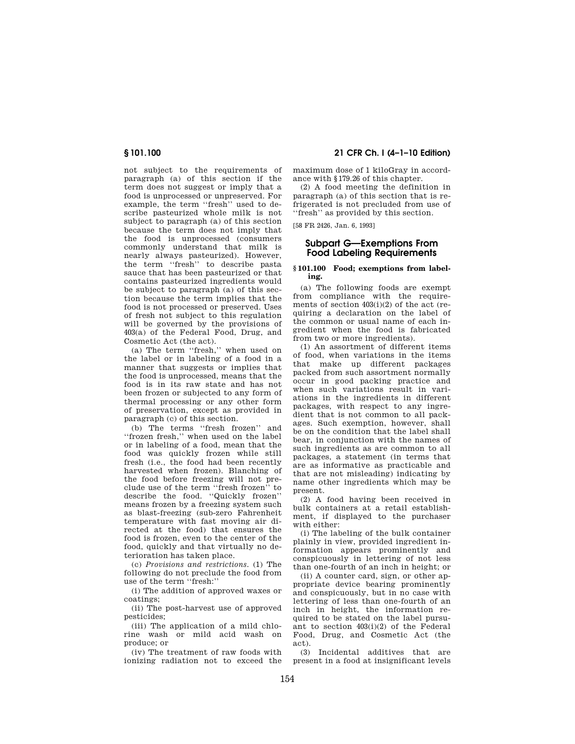not subject to the requirements of paragraph (a) of this section if the term does not suggest or imply that a food is unprocessed or unpreserved. For example, the term ''fresh'' used to describe pasteurized whole milk is not subject to paragraph (a) of this section because the term does not imply that the food is unprocessed (consumers commonly understand that milk is nearly always pasteurized). However, the term ''fresh'' to describe pasta sauce that has been pasteurized or that contains pasteurized ingredients would be subject to paragraph (a) of this section because the term implies that the food is not processed or preserved. Uses of fresh not subject to this regulation will be governed by the provisions of 403(a) of the Federal Food, Drug, and Cosmetic Act (the act).

(a) The term ''fresh,'' when used on the label or in labeling of a food in a manner that suggests or implies that the food is unprocessed, means that the food is in its raw state and has not been frozen or subjected to any form of thermal processing or any other form of preservation, except as provided in paragraph (c) of this section.

(b) The terms ''fresh frozen'' and ''frozen fresh,'' when used on the label or in labeling of a food, mean that the food was quickly frozen while still fresh (i.e., the food had been recently harvested when frozen). Blanching of the food before freezing will not preclude use of the term ''fresh frozen'' to describe the food. ''Quickly frozen'' means frozen by a freezing system such as blast-freezing (sub-zero Fahrenheit temperature with fast moving air directed at the food) that ensures the food is frozen, even to the center of the food, quickly and that virtually no deterioration has taken place.

(c) *Provisions and restrictions.* (1) The following do not preclude the food from use of the term ''fresh:''

(i) The addition of approved waxes or coatings;

(ii) The post-harvest use of approved pesticides;

(iii) The application of a mild chlorine wash or mild acid wash on produce; or

(iv) The treatment of raw foods with ionizing radiation not to exceed the maximum dose of 1 kiloGray in accordance with §179.26 of this chapter.

(2) A food meeting the definition in paragraph (a) of this section that is refrigerated is not precluded from use of ''fresh'' as provided by this section.

[58 FR 2426, Jan. 6, 1993]

## Subpart G—Exemptions From Food Labeling Requirements

### §101.100 Food; exemptions from labeling.

(a) The following foods are exempt from compliance with the requirements of section 403(i)(2) of the act (requiring a declaration on the label of the common or usual name of each ingredient when the food is fabricated from two or more ingredients).

(1) An assortment of different items of food, when variations in the items that make up different packages packed from such assortment normally occur in good packing practice and when such variations result in variations in the ingredients in different packages, with respect to any ingredient that is not common to all packages. Such exemption, however, shall be on the condition that the label shall bear, in conjunction with the names of such ingredients as are common to all packages, a statement (in terms that are as informative as practicable and that are not misleading) indicating by name other ingredients which may be present.

(2) A food having been received in bulk containers at a retail establishment, if displayed to the purchaser with either:

(i) The labeling of the bulk container plainly in view, provided ingredient information appears prominently and conspicuously in lettering of not less than one-fourth of an inch in height; or

(ii) A counter card, sign, or other appropriate device bearing prominently and conspicuously, but in no case with lettering of less than one-fourth of an inch in height, the information required to be stated on the label pursuant to section 403(i)(2) of the Federal Food, Drug, and Cosmetic Act (the act).

(3) Incidental additives that are present in a food at insignificant levels